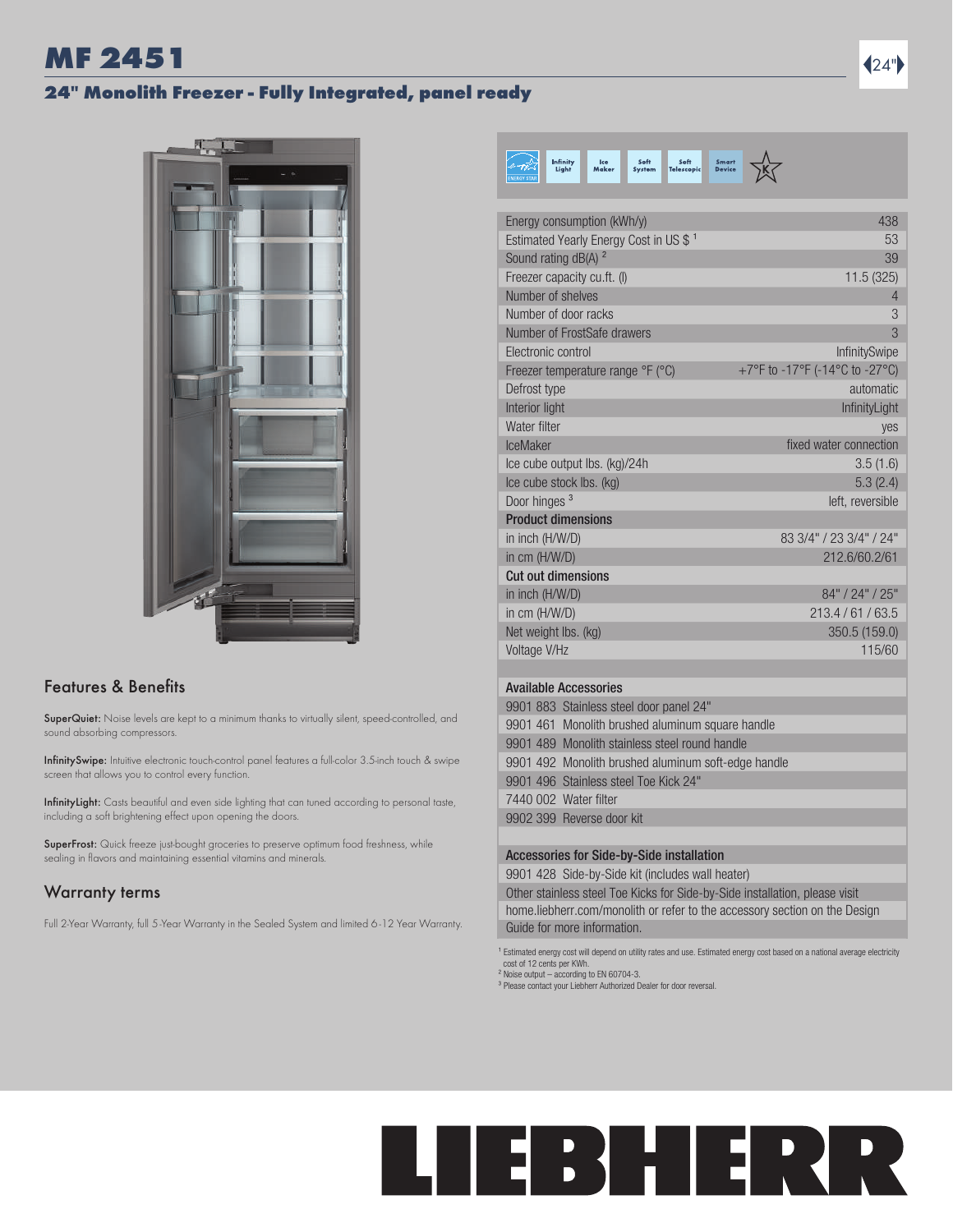# MF 2451

## 24" Monolith Freezer - Fully Integrated, panel ready

24"

Infinity Light | Ice Maker | Soft System | Soft Telescopic | Smart Device

| | |
|---|---|
| Energy consumption (kWh/y) | 438 |
| Estimated Yearly Energy Cost in US $ [1] | 53 |
| Sound rating dB(A) [2] | 39 |
| Freezer capacity cu.ft. (l) | 11.5 (325) |
| Number of shelves | 4 |
| Number of door racks | 3 |
| Number of FrostSafe drawers | 3 |
| Electronic control | InfinitySwipe |
| Freezer temperature range °F (°C) | +7°F to -17°F (-14°C to -27°C) |
| Defrost type | automatic |
| Interior light | InfinityLight |
| Water filter | yes |
| IceMaker | fixed water connection |
| Ice cube output lbs. (kg)/24h | 3.5 (1.6) |
| Ice cube stock lbs. (kg) | 5.3 (2.4) |
| Door hinges [3] | left, reversible |
| **Product dimensions** | |
| in inch (H/W/D) | 83 3/4" / 23 3/4" / 24" |
| in cm (H/W/D) | 212.6/60.2/61 |
| **Cut out dimensions** | |
| in inch (H/W/D) | 84" / 24" / 25" |
| in cm (H/W/D) | 213.4 / 61 / 63.5 |
| Net weight lbs. (kg) | 350.5 (159.0) |
| Voltage V/Hz | 115/60 |

**Available Accessories**

- 9901 883 Stainless steel door panel 24"
- 9901 461 Monolith brushed aluminum square handle
- 9901 489 Monolith stainless steel round handle
- 9901 492 Monolith brushed aluminum soft-edge handle
- 9901 496 Stainless steel Toe Kick 24"
- 7440 002 Water filter
- 9902 399 Reverse door kit

**Accessories for Side-by-Side installation**

- 9901 428 Side-by-Side kit (includes wall heater)
- Other stainless steel Toe Kicks for Side-by-Side installation, please visit home.liebherr.com/monolith or refer to the accessory section on the Design Guide for more information.

[1] Estimated energy cost will depend on utility rates and use. Estimated energy cost based on a national average electricity cost of 12 cents per KWh.
[2] Noise output – according to EN 60704-3.
[3] Please contact your Liebherr Authorized Dealer for door reversal.

## Features & Benefits

**SuperQuiet:** Noise levels are kept to a minimum thanks to virtually silent, speed-controlled, and sound absorbing compressors.

**InfinitySwipe:** Intuitive electronic touch-control panel features a full-color 3.5-inch touch & swipe screen that allows you to control every function.

**InfinityLight:** Casts beautiful and even side lighting that can tuned according to personal taste, including a soft brightening effect upon opening the doors.

**SuperFrost:** Quick freeze just-bought groceries to preserve optimum food freshness, while sealing in flavors and maintaining essential vitamins and minerals.

## Warranty terms

Full 2-Year Warranty, full 5-Year Warranty in the Sealed System and limited 6-12 Year Warranty.

LIEBHERR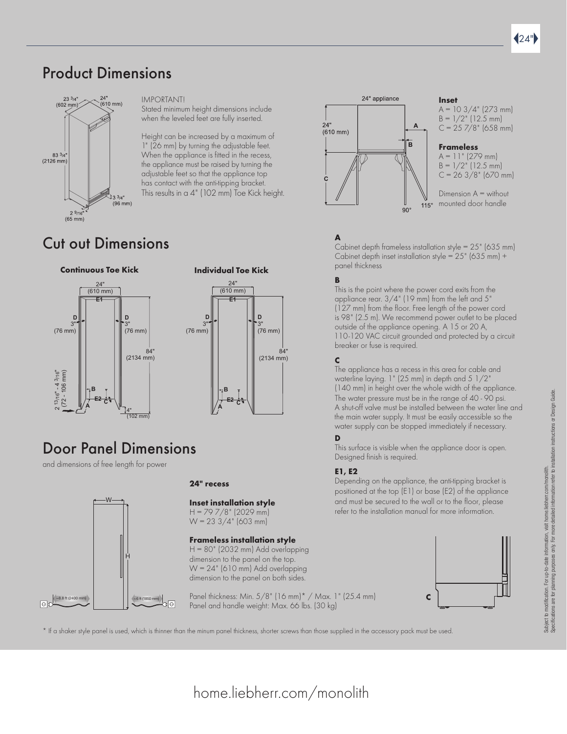## Product Dimensions

23 3/4" (602 mm)
24" (610 mm)
83 3/4" (2126 mm)
3 3/4" (96 mm)
2 9/16" (65 mm)

IMPORTANT!
Stated minimum height dimensions include when the leveled feet are fully inserted.

Height can be increased by a maximum of 1" (26 mm) by turning the adjustable feet. When the appliance is fitted in the recess, the appliance must be raised by turning the adjustable feet so that the appliance top has contact with the anti-tipping bracket. This results in a 4" (102 mm) Toe Kick height.

24" appliance
24" (610 mm)
A
B
C
90°
115°

**Inset**
A = 10 3/4" (273 mm)
B = 1/2" (12.5 mm)
C = 25 7/8" (658 mm)

**Frameless**
A = 11" (279 mm)
B = 1/2" (12.5 mm)
C = 26 3/8" (670 mm)

Dimension A = without mounted door handle

## Cut out Dimensions

**Continuous Toe Kick**

24" (610 mm)
E1
D 3" (76 mm)
D 3" (76 mm)
84" (2134 mm)
2 13/16" - 4 3/16" (72 - 106 mm)
B
E2
C
A
4" (102 mm)

**Individual Toe Kick**

24" (610 mm)
E1
D 3" (76 mm)
D 3" (76 mm)
84" (2134 mm)
B
E2
C
A

**A**
Cabinet depth frameless installation style = 25" (635 mm)
Cabinet depth inset installation style = 25" (635 mm) + panel thickness

**B**
This is the point where the power cord exits from the appliance rear. 3/4" (19 mm) from the left and 5" (127 mm) from the floor. Free length of the power cord is 98" (2.5 m). We recommend power outlet to be placed outside of the appliance opening. A 15 or 20 A, 110-120 VAC circuit grounded and protected by a circuit breaker or fuse is required.

**C**
The appliance has a recess in this area for cable and waterline laying. 1" (25 mm) in depth and 5 1/2" (140 mm) in height over the whole width of the appliance. The water pressure must be in the range of 40 - 90 psi. A shut-off valve must be installed between the water line and the main water supply. It must be easily accessible so the water supply can be stopped immediately if necessary.

**D**
This surface is visible when the appliance door is open. Designed finish is required.

**E1, E2**
Depending on the appliance, the anti-tipping bracket is positioned at the top (E1) or base (E2) of the appliance and must be secured to the wall or to the floor, please refer to the installation manual for more information.

## Door Panel Dimensions

and dimensions of free length for power

W
H
~8.8 ft (2400 mm)
~6 ft (1850 mm)

**24" recess**

**Inset installation style**
H = 79 7/8" (2029 mm)
W = 23 3/4" (603 mm)

**Frameless installation style**
H = 80" (2032 mm) Add overlapping dimension to the panel on the top.
W = 24" (610 mm) Add overlapping dimension to the panel on both sides.

Panel thickness: Min. 5/8" (16 mm)* / Max. 1" (25.4 mm)
Panel and handle weight: Max. 66 lbs. (30 kg)

C

* If a shaker style panel is used, which is thinner than the minum panel thickness, shorter screws than those supplied in the accessory pack must be used.

Subject to modification. For up-to-date information, visit home.liebherr.com/monolith.
Specifications are for planning purposes only. For more detailed information refer to installation instructions or Design Guide.

home.liebherr.com/monolith